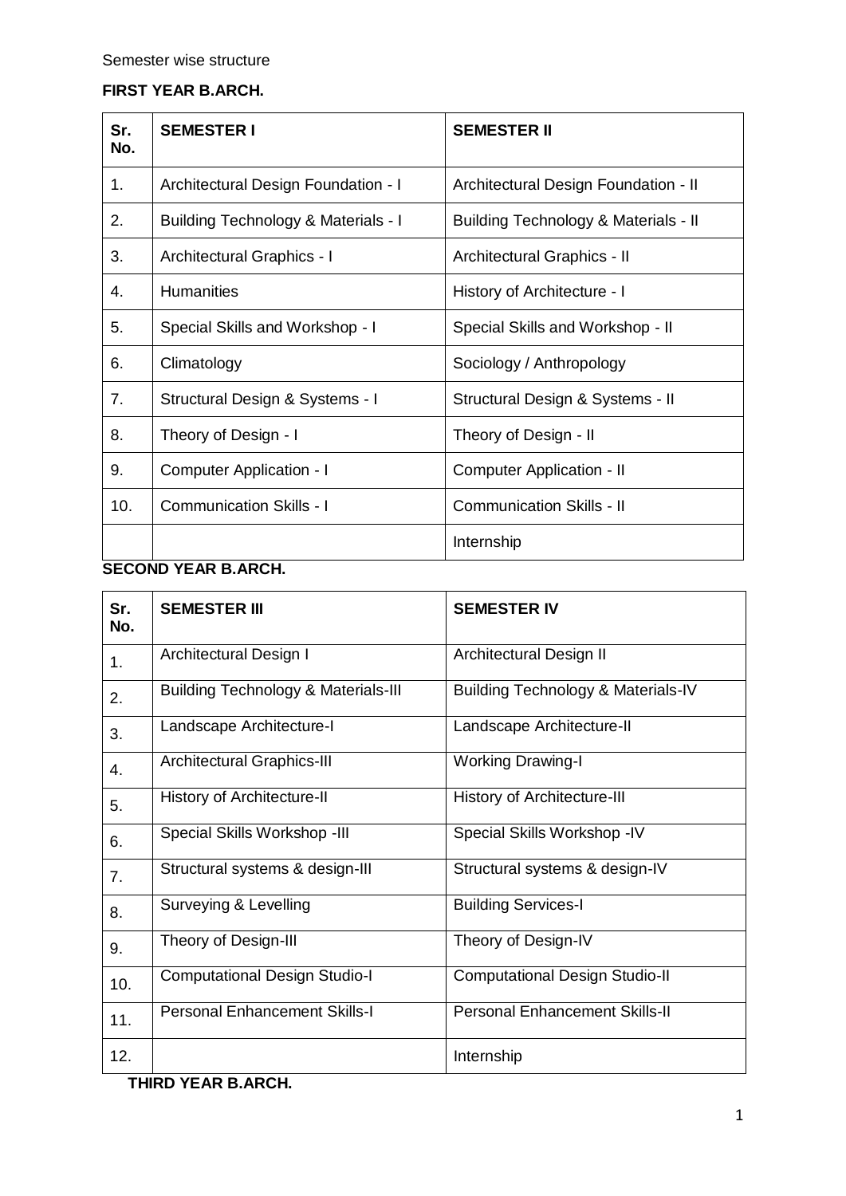Semester wise structure

**FIRST YEAR B.ARCH.**

| Sr. No. | SEMESTER I | SEMESTER II |
|---|---|---|
| 1. | Architectural Design Foundation - I | Architectural Design Foundation - II |
| 2. | Building Technology & Materials - I | Building Technology & Materials - II |
| 3. | Architectural Graphics - I | Architectural Graphics - II |
| 4. | Humanities | History of Architecture - I |
| 5. | Special Skills and Workshop - I | Special Skills and Workshop - II |
| 6. | Climatology | Sociology / Anthropology |
| 7. | Structural Design & Systems - I | Structural Design & Systems - II |
| 8. | Theory of Design - I | Theory of Design - II |
| 9. | Computer Application - I | Computer Application - II |
| 10. | Communication Skills - I | Communication Skills - II |
| | | Internship |

**SECOND YEAR B.ARCH.**

| Sr. No. | SEMESTER III | SEMESTER IV |
|---|---|---|
| 1. | Architectural Design I | Architectural Design II |
| 2. | Building Technology & Materials-III | Building Technology & Materials-IV |
| 3. | Landscape Architecture-I | Landscape Architecture-II |
| 4. | Architectural Graphics-III | Working Drawing-I |
| 5. | History of Architecture-II | History of Architecture-III |
| 6. | Special Skills Workshop -III | Special Skills Workshop -IV |
| 7. | Structural systems & design-III | Structural systems & design-IV |
| 8. | Surveying & Levelling | Building Services-I |
| 9. | Theory of Design-III | Theory of Design-IV |
| 10. | Computational Design Studio-I | Computational Design Studio-II |
| 11. | Personal Enhancement Skills-I | Personal Enhancement Skills-II |
| 12. | | Internship |

**THIRD YEAR B.ARCH.**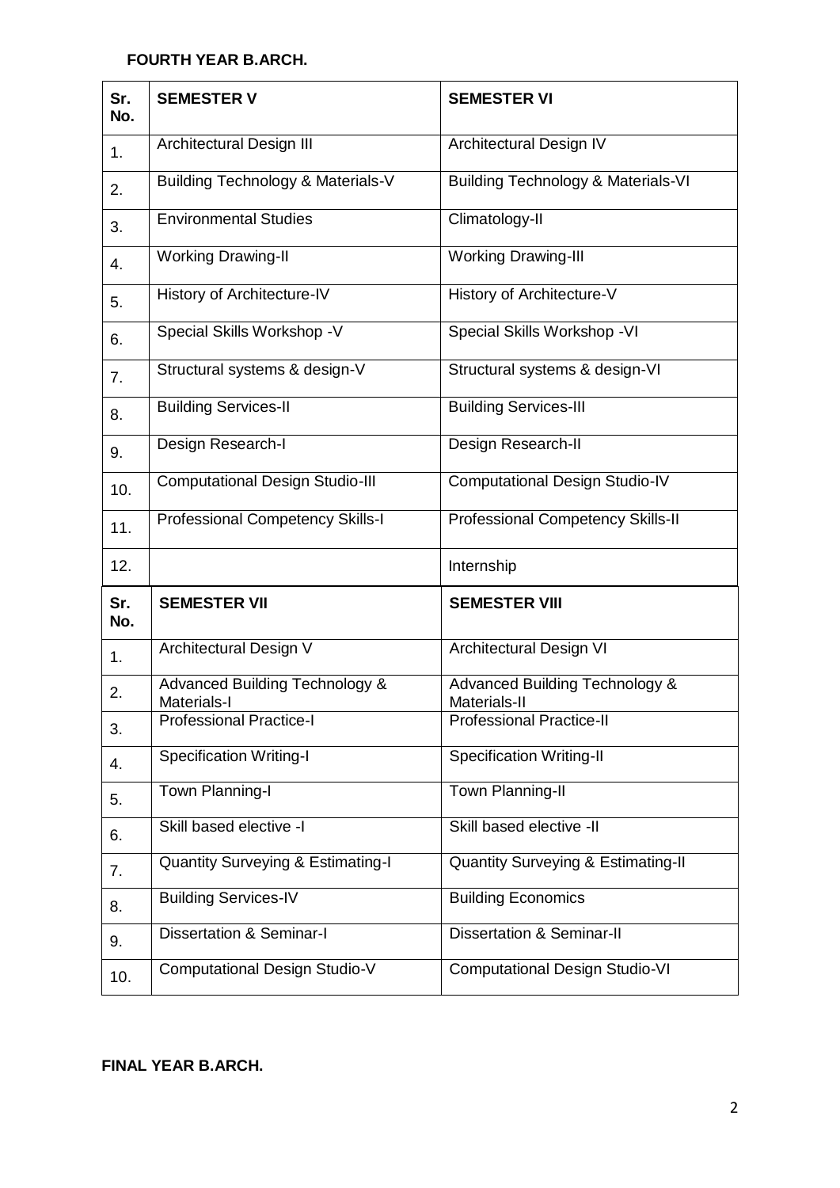**FOURTH YEAR B.ARCH.**

| Sr. No. | SEMESTER V | SEMESTER VI |
|---|---|---|
| 1. | Architectural Design III | Architectural Design IV |
| 2. | Building Technology & Materials-V | Building Technology & Materials-VI |
| 3. | Environmental Studies | Climatology-II |
| 4. | Working Drawing-II | Working Drawing-III |
| 5. | History of Architecture-IV | History of Architecture-V |
| 6. | Special Skills Workshop -V | Special Skills Workshop -VI |
| 7. | Structural systems & design-V | Structural systems & design-VI |
| 8. | Building Services-II | Building Services-III |
| 9. | Design Research-I | Design Research-II |
| 10. | Computational Design Studio-III | Computational Design Studio-IV |
| 11. | Professional Competency Skills-I | Professional Competency Skills-II |
| 12. | | Internship |
| **Sr. No.** | **SEMESTER VII** | **SEMESTER VIII** |
| 1. | Architectural Design V | Architectural Design VI |
| 2. | Advanced Building Technology & Materials-I | Advanced Building Technology & Materials-II |
| 3. | Professional Practice-I | Professional Practice-II |
| 4. | Specification Writing-I | Specification Writing-II |
| 5. | Town Planning-I | Town Planning-II |
| 6. | Skill based elective -I | Skill based elective -II |
| 7. | Quantity Surveying & Estimating-I | Quantity Surveying & Estimating-II |
| 8. | Building Services-IV | Building Economics |
| 9. | Dissertation & Seminar-I | Dissertation & Seminar-II |
| 10. | Computational Design Studio-V | Computational Design Studio-VI |

**FINAL YEAR B.ARCH.**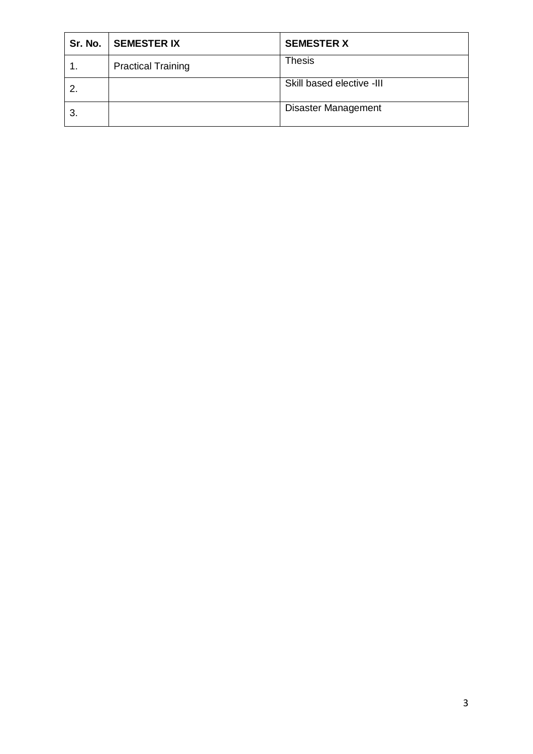| Sr. No. | SEMESTER IX | SEMESTER X |
|---|---|---|
| 1. | Practical Training | Thesis |
| 2. | | Skill based elective -III |
| 3. | | Disaster Management |